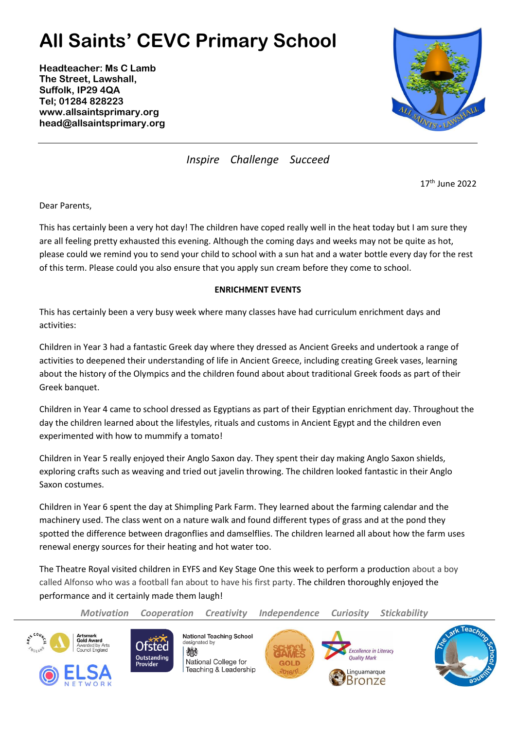# All Saints' CEVC Primary School

**Headteacher: Ms C Lamb**
**The Street, Lawshall,**
**Suffolk, IP29 4QA**
**Tel; 01284 828223**
**www.allsaintsprimary.org**
**head@allsaintsprimary.org**

*Inspire Challenge Succeed*

17th June 2022

Dear Parents,

This has certainly been a very hot day! The children have coped really well in the heat today but I am sure they are all feeling pretty exhausted this evening. Although the coming days and weeks may not be quite as hot, please could we remind you to send your child to school with a sun hat and a water bottle every day for the rest of this term. Please could you also ensure that you apply sun cream before they come to school.

**ENRICHMENT EVENTS**

This has certainly been a very busy week where many classes have had curriculum enrichment days and activities:

Children in Year 3 had a fantastic Greek day where they dressed as Ancient Greeks and undertook a range of activities to deepened their understanding of life in Ancient Greece, including creating Greek vases, learning about the history of the Olympics and the children found about about traditional Greek foods as part of their Greek banquet.

Children in Year 4 came to school dressed as Egyptians as part of their Egyptian enrichment day. Throughout the day the children learned about the lifestyles, rituals and customs in Ancient Egypt and the children even experimented with how to mummify a tomato!

Children in Year 5 really enjoyed their Anglo Saxon day. They spent their day making Anglo Saxon shields, exploring crafts such as weaving and tried out javelin throwing. The children looked fantastic in their Anglo Saxon costumes.

Children in Year 6 spent the day at Shimpling Park Farm. They learned about the farming calendar and the machinery used. The class went on a nature walk and found different types of grass and at the pond they spotted the difference between dragonflies and damselflies. The children learned all about how the farm uses renewal energy sources for their heating and hot water too.

The Theatre Royal visited children in EYFS and Key Stage One this week to perform a production about a boy called Alfonso who was a football fan about to have his first party. The children thoroughly enjoyed the performance and it certainly made them laugh!

*Motivation Cooperation Creativity Independence Curiosity Stickability*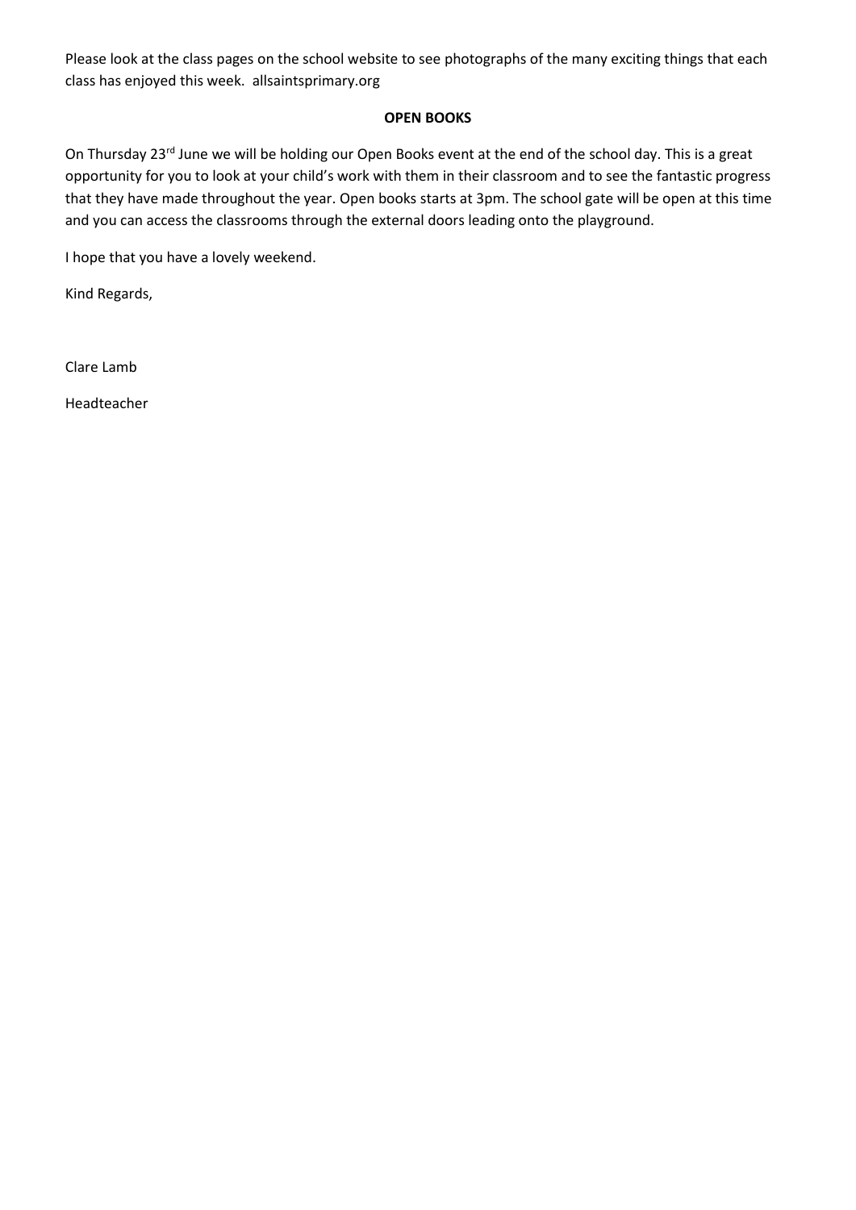Please look at the class pages on the school website to see photographs of the many exciting things that each class has enjoyed this week. allsaintsprimary.org

**OPEN BOOKS**

On Thursday 23rd June we will be holding our Open Books event at the end of the school day. This is a great opportunity for you to look at your child's work with them in their classroom and to see the fantastic progress that they have made throughout the year. Open books starts at 3pm. The school gate will be open at this time and you can access the classrooms through the external doors leading onto the playground.

I hope that you have a lovely weekend.

Kind Regards,

Clare Lamb

Headteacher